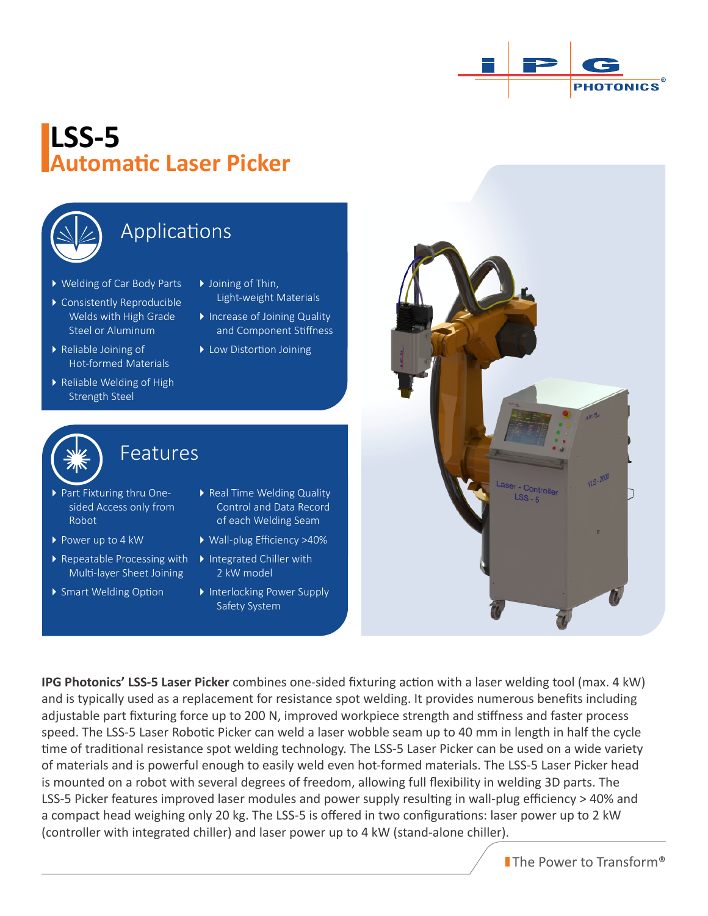# LSS-5

## Automatic Laser Picker

### Applications

- Welding of Car Body Parts
- Consistently Reproducible Welds with High Grade Steel or Aluminum
- Reliable Joining of Hot-formed Materials
- Reliable Welding of High Strength Steel
- Joining of Thin, Light-weight Materials
- Increase of Joining Quality and Component Stiffness
- Low Distortion Joining

### Features

- Part Fixturing thru One-sided Access only from Robot
- Power up to 4 kW
- Repeatable Processing with Multi-layer Sheet Joining
- Smart Welding Option
- Real Time Welding Quality Control and Data Record of each Welding Seam
- Wall-plug Efficiency >40%
- Integrated Chiller with 2 kW model
- Interlocking Power Supply Safety System

**IPG Photonics' LSS-5 Laser Picker** combines one-sided fixturing action with a laser welding tool (max. 4 kW) and is typically used as a replacement for resistance spot welding. It provides numerous benefits including adjustable part fixturing force up to 200 N, improved workpiece strength and stiffness and faster process speed. The LSS-5 Laser Robotic Picker can weld a laser wobble seam up to 40 mm in length in half the cycle time of traditional resistance spot welding technology. The LSS-5 Laser Picker can be used on a wide variety of materials and is powerful enough to easily weld even hot-formed materials. The LSS-5 Laser Picker head is mounted on a robot with several degrees of freedom, allowing full flexibility in welding 3D parts. The LSS-5 Picker features improved laser modules and power supply resulting in wall-plug efficiency > 40% and a compact head weighing only 20 kg. The LSS-5 is offered in two configurations: laser power up to 2 kW (controller with integrated chiller) and laser power up to 4 kW (stand-alone chiller).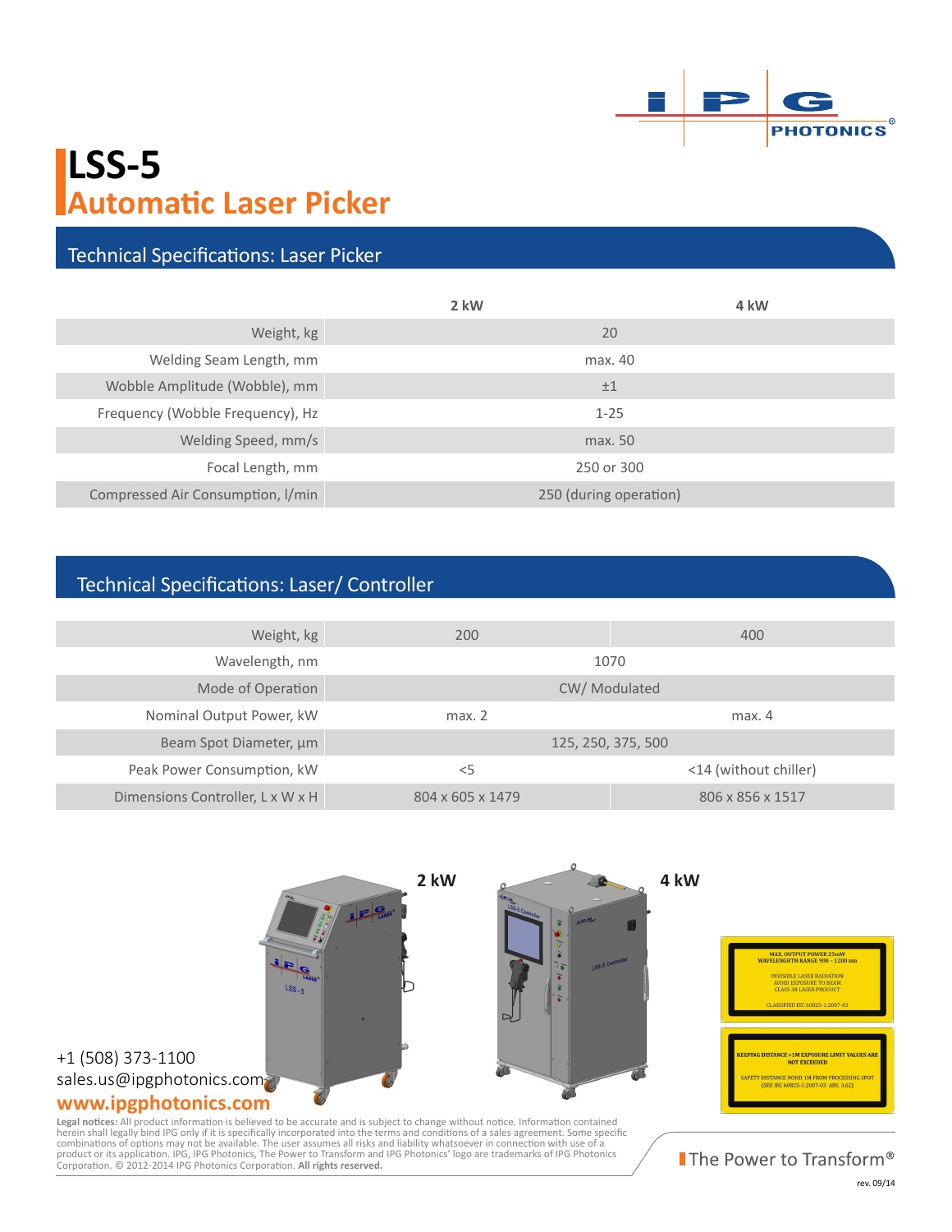# LSS-5
## Automatic Laser Picker

## Technical Specifications: Laser Picker

| | 2 kW | 4 kW |
|---|---|---|
| Weight, kg | 20 | |
| Welding Seam Length, mm | max. 40 | |
| Wobble Amplitude (Wobble), mm | ±1 | |
| Frequency (Wobble Frequency), Hz | 1-25 | |
| Welding Speed, mm/s | max. 50 | |
| Focal Length, mm | 250 or 300 | |
| Compressed Air Consumption, l/min | 250 (during operation) | |

## Technical Specifications: Laser/ Controller

| | 2 kW | 4 kW |
|---|---|---|
| Weight, kg | 200 | 400 |
| Wavelength, nm | 1070 | |
| Mode of Operation | CW/ Modulated | |
| Nominal Output Power, kW | max. 2 | max. 4 |
| Beam Spot Diameter, µm | 125, 250, 375, 500 | |
| Peak Power Consumption, kW | <5 | <14 (without chiller) |
| Dimensions Controller, L x W x H | 804 x 605 x 1479 | 806 x 856 x 1517 |

2 kW

4 kW

MAX. OUTPUT POWER 25mW
WAVELENGTH RANGE 900 – 1200 nm

INVISIBLE LASER RADIATION
AVOID EXPOSURE TO BEAM
CLASS 3B LASER PRODUCT

CLASSIFIED IEC 60825-1:2007-03

KEEPING DISTANCE > 1M EXPOSURE LIMIT VALUES ARE NOT EXCEEDED

SAFETY DISTANCE NOHD 1M FROM PROCESSING SPOT (SEE IEC 60825-1:2007-03 ABS. 3.62)

+1 (508) 373-1100
sales.us@ipgphotonics.com
**www.ipgphotonics.com**

**Legal notices:** All product information is believed to be accurate and is subject to change without notice. Information contained herein shall legally bind IPG only if it is specifically incorporated into the terms and conditions of a sales agreement. Some specific combinations of options may not be available. The user assumes all risks and liability whatsoever in connection with use of a product or its application. IPG, IPG Photonics, The Power to Transform and IPG Photonics' logo are trademarks of IPG Photonics Corporation. © 2012-2014 IPG Photonics Corporation. **All rights reserved.**

The Power to Transform®

rev. 09/14